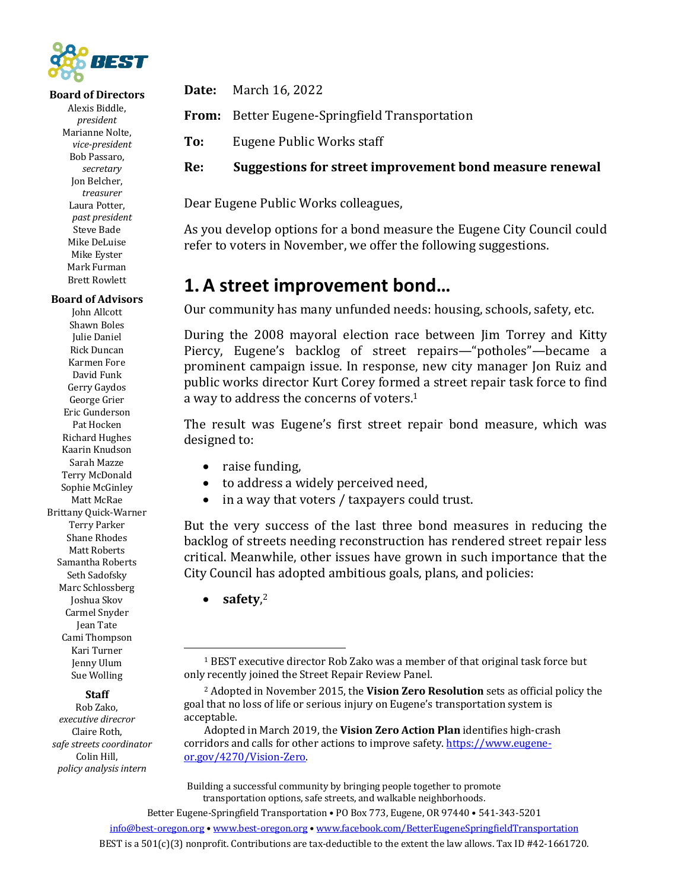**Board of Directors**

Alexis Biddle, *president*
Marianne Nolte, *vice-president*
Bob Passaro, *secretary*
Jon Belcher, *treasurer*
Laura Potter, *past president*
Steve Bade
Mike DeLuise
Mike Eyster
Mark Furman
Brett Rowlett

**Board of Advisors**

John Allcott
Shawn Boles
Julie Daniel
Rick Duncan
Karmen Fore
David Funk
Gerry Gaydos
George Grier
Eric Gunderson
Pat Hocken
Richard Hughes
Kaarin Knudson
Sarah Mazze
Terry McDonald
Sophie McGinley
Matt McRae
Brittany Quick-Warner
Terry Parker
Shane Rhodes
Matt Roberts
Samantha Roberts
Seth Sadofsky
Marc Schlossberg
Joshua Skov
Carmel Snyder
Jean Tate
Cami Thompson
Kari Turner
Jenny Ulum
Sue Wolling

**Staff**

Rob Zako, *executive direcror*
Claire Roth, *safe streets coordinator*
Colin Hill, *policy analysis intern*

**Date:** March 16, 2022

**From:** Better Eugene-Springfield Transportation

**To:** Eugene Public Works staff

**Re:** **Suggestions for street improvement bond measure renewal**

Dear Eugene Public Works colleagues,

As you develop options for a bond measure the Eugene City Council could refer to voters in November, we offer the following suggestions.

## 1. A street improvement bond…

Our community has many unfunded needs: housing, schools, safety, etc.

During the 2008 mayoral election race between Jim Torrey and Kitty Piercy, Eugene's backlog of street repairs—"potholes"—became a prominent campaign issue. In response, new city manager Jon Ruiz and public works director Kurt Corey formed a street repair task force to find a way to address the concerns of voters.[1]

The result was Eugene's first street repair bond measure, which was designed to:

- raise funding,
- to address a widely perceived need,
- in a way that voters / taxpayers could trust.

But the very success of the last three bond measures in reducing the backlog of streets needing reconstruction has rendered street repair less critical. Meanwhile, other issues have grown in such importance that the City Council has adopted ambitious goals, plans, and policies:

- **safety**,[2]

[1] BEST executive director Rob Zako was a member of that original task force but only recently joined the Street Repair Review Panel.

[2] Adopted in November 2015, the **Vision Zero Resolution** sets as official policy the goal that no loss of life or serious injury on Eugene's transportation system is acceptable.

Adopted in March 2019, the **Vision Zero Action Plan** identifies high-crash corridors and calls for other actions to improve safety. https://www.eugene-or.gov/4270/Vision-Zero.

Building a successful community by bringing people together to promote transportation options, safe streets, and walkable neighborhoods.

Better Eugene-Springfield Transportation • PO Box 773, Eugene, OR 97440 • 541-343-5201

info@best-oregon.org • www.best-oregon.org • www.facebook.com/BetterEugeneSpringfieldTransportation

BEST is a 501(c)(3) nonprofit. Contributions are tax-deductible to the extent the law allows. Tax ID #42-1661720.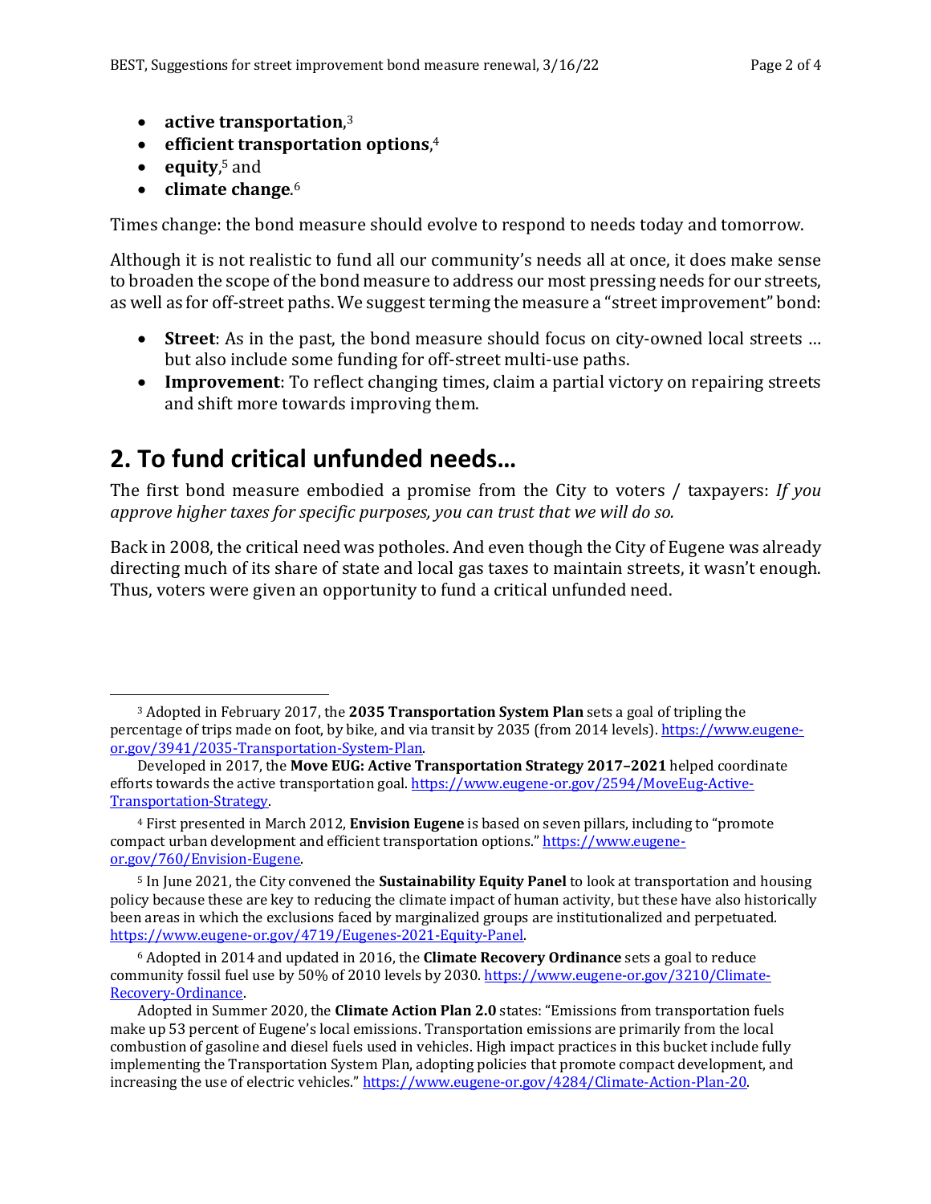- **active transportation**,[3]
- **efficient transportation options**,[4]
- **equity**,[5] and
- **climate change**.[6]

Times change: the bond measure should evolve to respond to needs today and tomorrow.

Although it is not realistic to fund all our community's needs all at once, it does make sense to broaden the scope of the bond measure to address our most pressing needs for our streets, as well as for off-street paths. We suggest terming the measure a "street improvement" bond:

- **Street**: As in the past, the bond measure should focus on city-owned local streets … but also include some funding for off-street multi-use paths.
- **Improvement**: To reflect changing times, claim a partial victory on repairing streets and shift more towards improving them.

## 2. To fund critical unfunded needs…

The first bond measure embodied a promise from the City to voters / taxpayers: *If you approve higher taxes for specific purposes, you can trust that we will do so.*

Back in 2008, the critical need was potholes. And even though the City of Eugene was already directing much of its share of state and local gas taxes to maintain streets, it wasn't enough. Thus, voters were given an opportunity to fund a critical unfunded need.

---

[3] Adopted in February 2017, the **2035 Transportation System Plan** sets a goal of tripling the percentage of trips made on foot, by bike, and via transit by 2035 (from 2014 levels). https://www.eugene-or.gov/3941/2035-Transportation-System-Plan.

Developed in 2017, the **Move EUG: Active Transportation Strategy 2017–2021** helped coordinate efforts towards the active transportation goal. https://www.eugene-or.gov/2594/MoveEug-Active-Transportation-Strategy.

[4] First presented in March 2012, **Envision Eugene** is based on seven pillars, including to "promote compact urban development and efficient transportation options." https://www.eugene-or.gov/760/Envision-Eugene.

[5] In June 2021, the City convened the **Sustainability Equity Panel** to look at transportation and housing policy because these are key to reducing the climate impact of human activity, but these have also historically been areas in which the exclusions faced by marginalized groups are institutionalized and perpetuated. https://www.eugene-or.gov/4719/Eugenes-2021-Equity-Panel.

[6] Adopted in 2014 and updated in 2016, the **Climate Recovery Ordinance** sets a goal to reduce community fossil fuel use by 50% of 2010 levels by 2030. https://www.eugene-or.gov/3210/Climate-Recovery-Ordinance.

Adopted in Summer 2020, the **Climate Action Plan 2.0** states: "Emissions from transportation fuels make up 53 percent of Eugene's local emissions. Transportation emissions are primarily from the local combustion of gasoline and diesel fuels used in vehicles. High impact practices in this bucket include fully implementing the Transportation System Plan, adopting policies that promote compact development, and increasing the use of electric vehicles." https://www.eugene-or.gov/4284/Climate-Action-Plan-20.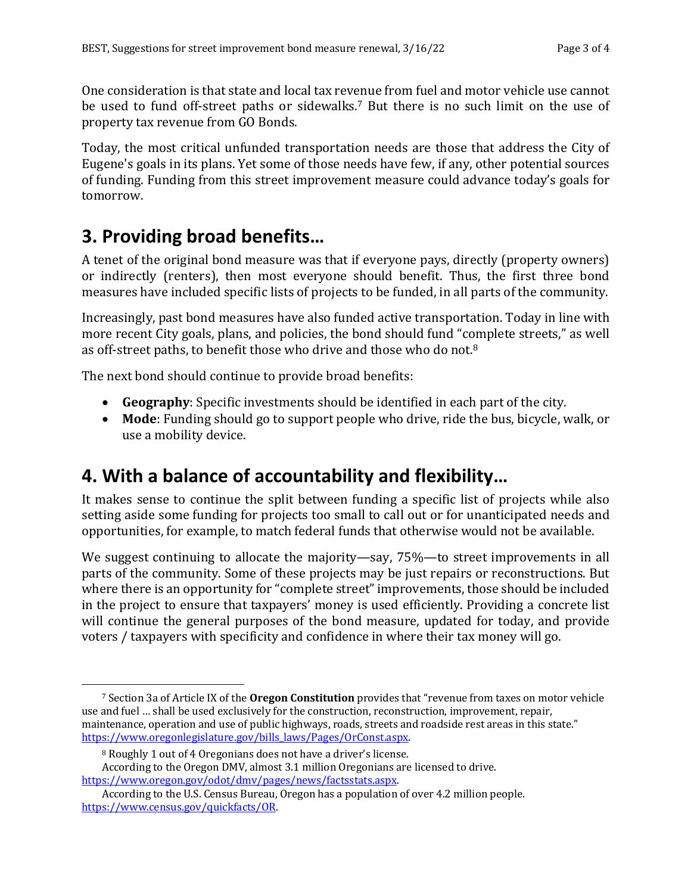One consideration is that state and local tax revenue from fuel and motor vehicle use cannot be used to fund off-street paths or sidewalks.[7] But there is no such limit on the use of property tax revenue from GO Bonds.

Today, the most critical unfunded transportation needs are those that address the City of Eugene's goals in its plans. Yet some of those needs have few, if any, other potential sources of funding. Funding from this street improvement measure could advance today's goals for tomorrow.

## 3. Providing broad benefits…

A tenet of the original bond measure was that if everyone pays, directly (property owners) or indirectly (renters), then most everyone should benefit. Thus, the first three bond measures have included specific lists of projects to be funded, in all parts of the community.

Increasingly, past bond measures have also funded active transportation. Today in line with more recent City goals, plans, and policies, the bond should fund "complete streets," as well as off-street paths, to benefit those who drive and those who do not.[8]

The next bond should continue to provide broad benefits:

- **Geography**: Specific investments should be identified in each part of the city.
- **Mode**: Funding should go to support people who drive, ride the bus, bicycle, walk, or use a mobility device.

## 4. With a balance of accountability and flexibility…

It makes sense to continue the split between funding a specific list of projects while also setting aside some funding for projects too small to call out or for unanticipated needs and opportunities, for example, to match federal funds that otherwise would not be available.

We suggest continuing to allocate the majority—say, 75%—to street improvements in all parts of the community. Some of these projects may be just repairs or reconstructions. But where there is an opportunity for "complete street" improvements, those should be included in the project to ensure that taxpayers' money is used efficiently. Providing a concrete list will continue the general purposes of the bond measure, updated for today, and provide voters / taxpayers with specificity and confidence in where their tax money will go.

---

[7] Section 3a of Article IX of the **Oregon Constitution** provides that "revenue from taxes on motor vehicle use and fuel … shall be used exclusively for the construction, reconstruction, improvement, repair, maintenance, operation and use of public highways, roads, streets and roadside rest areas in this state." https://www.oregonlegislature.gov/bills_laws/Pages/OrConst.aspx.

[8] Roughly 1 out of 4 Oregonians does not have a driver's license.
According to the Oregon DMV, almost 3.1 million Oregonians are licensed to drive. https://www.oregon.gov/odot/dmv/pages/news/factsstats.aspx.
According to the U.S. Census Bureau, Oregon has a population of over 4.2 million people. https://www.census.gov/quickfacts/OR.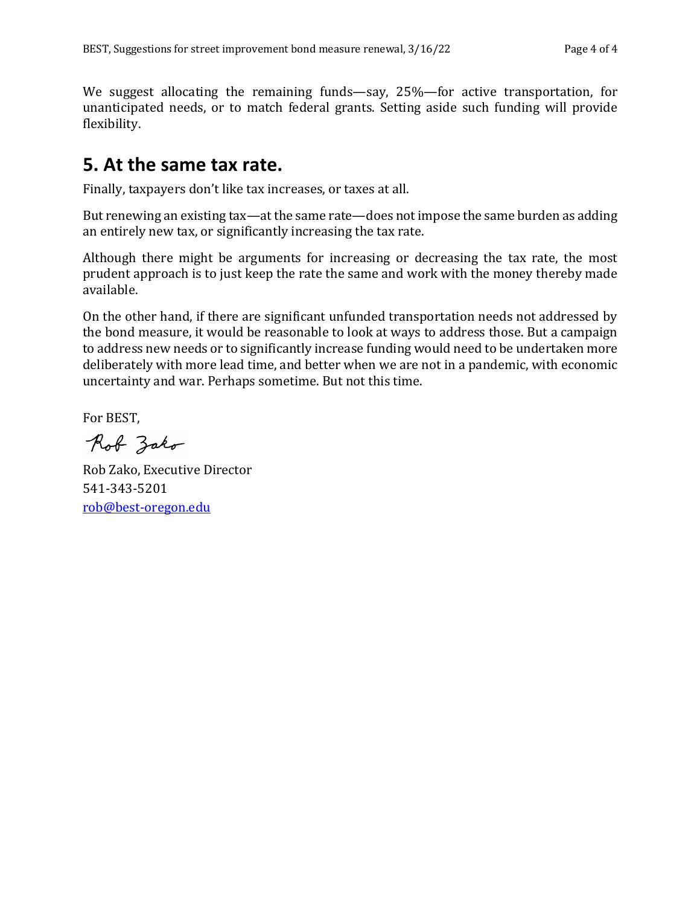We suggest allocating the remaining funds—say, 25%—for active transportation, for unanticipated needs, or to match federal grants. Setting aside such funding will provide flexibility.

## 5. At the same tax rate.

Finally, taxpayers don't like tax increases, or taxes at all.

But renewing an existing tax—at the same rate—does not impose the same burden as adding an entirely new tax, or significantly increasing the tax rate.

Although there might be arguments for increasing or decreasing the tax rate, the most prudent approach is to just keep the rate the same and work with the money thereby made available.

On the other hand, if there are significant unfunded transportation needs not addressed by the bond measure, it would be reasonable to look at ways to address those. But a campaign to address new needs or to significantly increase funding would need to be undertaken more deliberately with more lead time, and better when we are not in a pandemic, with economic uncertainty and war. Perhaps sometime. But not this time.

For BEST,

Rob Zako

Rob Zako, Executive Director
541-343-5201
rob@best-oregon.edu